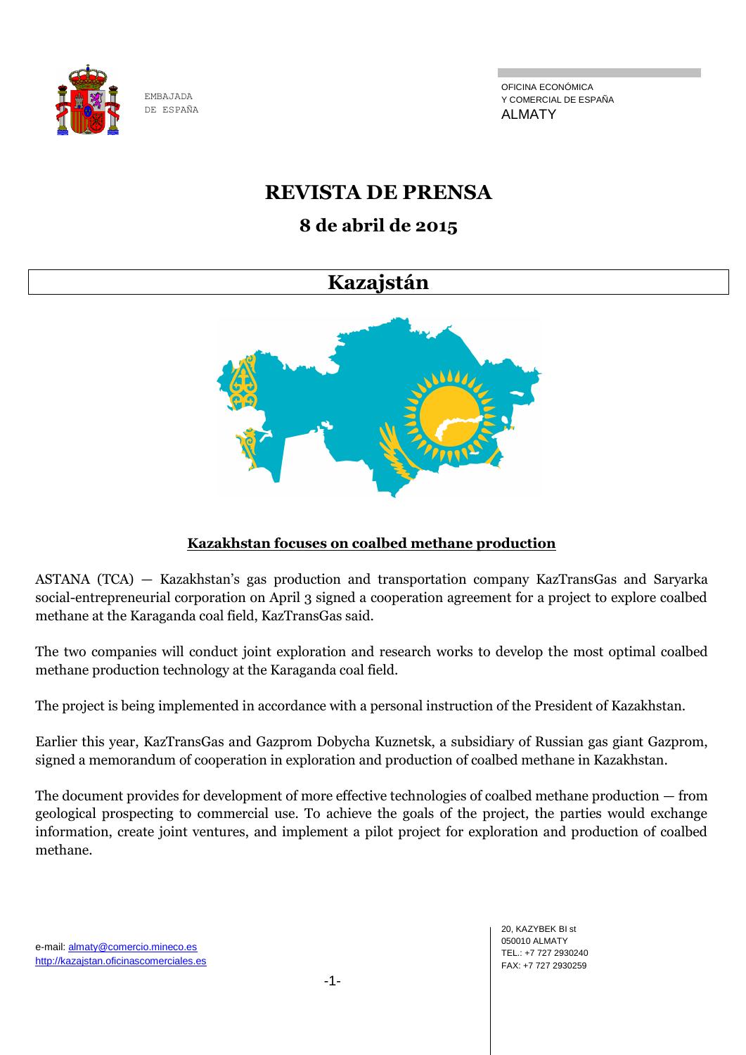EMBAJADA
DE ESPAÑA

OFICINA ECONÓMICA
Y COMERCIAL DE ESPAÑA
ALMATY

# REVISTA DE PRENSA

## 8 de abril de 2015

# Kazajstán

### Kazakhstan focuses on coalbed methane production

ASTANA (TCA) — Kazakhstan's gas production and transportation company KazTransGas and Saryarka social-entrepreneurial corporation on April 3 signed a cooperation agreement for a project to explore coalbed methane at the Karaganda coal field, KazTransGas said.

The two companies will conduct joint exploration and research works to develop the most optimal coalbed methane production technology at the Karaganda coal field.

The project is being implemented in accordance with a personal instruction of the President of Kazakhstan.

Earlier this year, KazTransGas and Gazprom Dobycha Kuznetsk, a subsidiary of Russian gas giant Gazprom, signed a memorandum of cooperation in exploration and production of coalbed methane in Kazakhstan.

The document provides for development of more effective technologies of coalbed methane production — from geological prospecting to commercial use. To achieve the goals of the project, the parties would exchange information, create joint ventures, and implement a pilot project for exploration and production of coalbed methane.

e-mail: almaty@comercio.mineco.es
http://kazajstan.oficinascomerciales.es

20, KAZYBEK BI st
050010 ALMATY
TEL.: +7 727 2930240
FAX: +7 727 2930259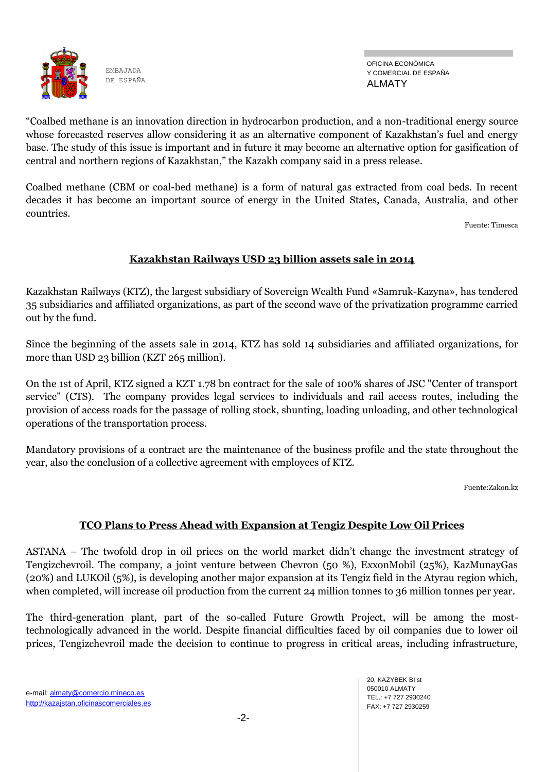"Coalbed methane is an innovation direction in hydrocarbon production, and a non-traditional energy source whose forecasted reserves allow considering it as an alternative component of Kazakhstan's fuel and energy base. The study of this issue is important and in future it may become an alternative option for gasification of central and northern regions of Kazakhstan," the Kazakh company said in a press release.

Coalbed methane (CBM or coal-bed methane) is a form of natural gas extracted from coal beds. In recent decades it has become an important source of energy in the United States, Canada, Australia, and other countries.

Fuente: Timesca

## Kazakhstan Railways USD 23 billion assets sale in 2014

Kazakhstan Railways (KTZ), the largest subsidiary of Sovereign Wealth Fund «Samruk-Kazyna», has tendered 35 subsidiaries and affiliated organizations, as part of the second wave of the privatization programme carried out by the fund.

Since the beginning of the assets sale in 2014, KTZ has sold 14 subsidiaries and affiliated organizations, for more than USD 23 billion (KZT 265 million).

On the 1st of April, KTZ signed a KZT 1.78 bn contract for the sale of 100% shares of JSC "Center of transport service" (CTS). The company provides legal services to individuals and rail access routes, including the provision of access roads for the passage of rolling stock, shunting, loading unloading, and other technological operations of the transportation process.

Mandatory provisions of a contract are the maintenance of the business profile and the state throughout the year, also the conclusion of a collective agreement with employees of KTZ.

Fuente:Zakon.kz

## TCO Plans to Press Ahead with Expansion at Tengiz Despite Low Oil Prices

ASTANA – The twofold drop in oil prices on the world market didn't change the investment strategy of Tengizchevroil. The company, a joint venture between Chevron (50 %), ExxonMobil (25%), KazMunayGas (20%) and LUKOil (5%), is developing another major expansion at its Tengiz field in the Atyrau region which, when completed, will increase oil production from the current 24 million tonnes to 36 million tonnes per year.

The third-generation plant, part of the so-called Future Growth Project, will be among the most-technologically advanced in the world. Despite financial difficulties faced by oil companies due to lower oil prices, Tengizchevroil made the decision to continue to progress in critical areas, including infrastructure,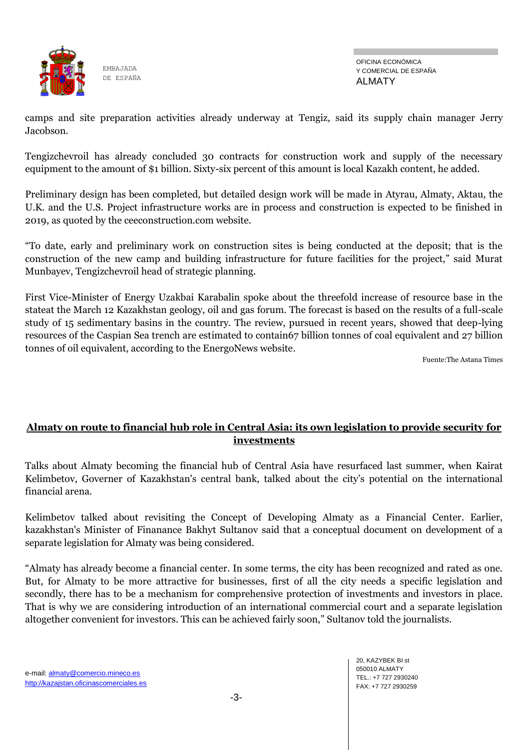camps and site preparation activities already underway at Tengiz, said its supply chain manager Jerry Jacobson.

Tengizchevroil has already concluded 30 contracts for construction work and supply of the necessary equipment to the amount of $1 billion. Sixty-six percent of this amount is local Kazakh content, he added.

Preliminary design has been completed, but detailed design work will be made in Atyrau, Almaty, Aktau, the U.K. and the U.S. Project infrastructure works are in process and construction is expected to be finished in 2019, as quoted by the ceeconstruction.com website.

"To date, early and preliminary work on construction sites is being conducted at the deposit; that is the construction of the new camp and building infrastructure for future facilities for the project," said Murat Munbayev, Tengizchevroil head of strategic planning.

First Vice-Minister of Energy Uzakbai Karabalin spoke about the threefold increase of resource base in the stateat the March 12 Kazakhstan geology, oil and gas forum. The forecast is based on the results of a full-scale study of 15 sedimentary basins in the country. The review, pursued in recent years, showed that deep-lying resources of the Caspian Sea trench are estimated to contain67 billion tonnes of coal equivalent and 27 billion tonnes of oil equivalent, according to the EnergoNews website.

Fuente:The Astana Times

## Almaty on route to financial hub role in Central Asia: its own legislation to provide security for investments

Talks about Almaty becoming the financial hub of Central Asia have resurfaced last summer, when Kairat Kelimbetov, Governer of Kazakhstan's central bank, talked about the city's potential on the international financial arena.

Kelimbetov talked about revisiting the Concept of Developing Almaty as a Financial Center. Earlier, kazakhstan's Minister of Finanance Bakhyt Sultanov said that a conceptual document on development of a separate legislation for Almaty was being considered.

"Almaty has already become a financial center. In some terms, the city has been recognized and rated as one. But, for Almaty to be more attractive for businesses, first of all the city needs a specific legislation and secondly, there has to be a mechanism for comprehensive protection of investments and investors in place. That is why we are considering introduction of an international commercial court and a separate legislation altogether convenient for investors. This can be achieved fairly soon," Sultanov told the journalists.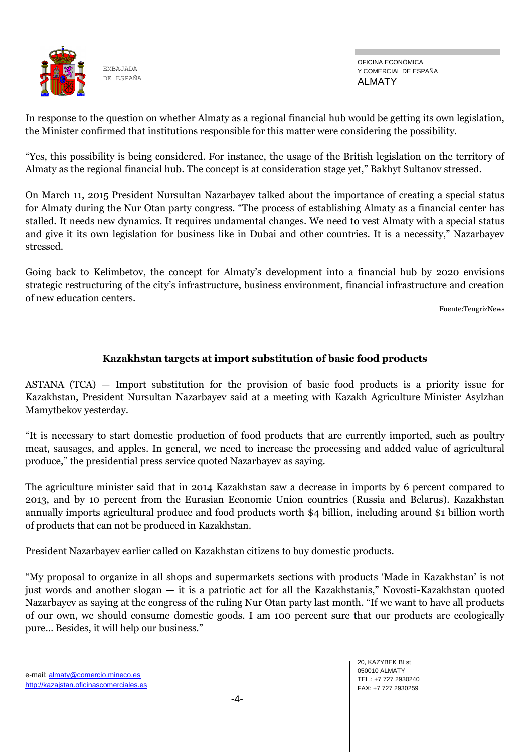In response to the question on whether Almaty as a regional financial hub would be getting its own legislation, the Minister confirmed that institutions responsible for this matter were considering the possibility.

"Yes, this possibility is being considered. For instance, the usage of the British legislation on the territory of Almaty as the regional financial hub. The concept is at consideration stage yet," Bakhyt Sultanov stressed.

On March 11, 2015 President Nursultan Nazarbayev talked about the importance of creating a special status for Almaty during the Nur Otan party congress. "The process of establishing Almaty as a financial center has stalled. It needs new dynamics. It requires undamental changes. We need to vest Almaty with a special status and give it its own legislation for business like in Dubai and other countries. It is a necessity," Nazarbayev stressed.

Going back to Kelimbetov, the concept for Almaty's development into a financial hub by 2020 envisions strategic restructuring of the city's infrastructure, business environment, financial infrastructure and creation of new education centers.

Fuente:TengrizNews

## Kazakhstan targets at import substitution of basic food products

ASTANA (TCA) — Import substitution for the provision of basic food products is a priority issue for Kazakhstan, President Nursultan Nazarbayev said at a meeting with Kazakh Agriculture Minister Asylzhan Mamytbekov yesterday.

"It is necessary to start domestic production of food products that are currently imported, such as poultry meat, sausages, and apples. In general, we need to increase the processing and added value of agricultural produce," the presidential press service quoted Nazarbayev as saying.

The agriculture minister said that in 2014 Kazakhstan saw a decrease in imports by 6 percent compared to 2013, and by 10 percent from the Eurasian Economic Union countries (Russia and Belarus). Kazakhstan annually imports agricultural produce and food products worth $4 billion, including around $1 billion worth of products that can not be produced in Kazakhstan.

President Nazarbayev earlier called on Kazakhstan citizens to buy domestic products.

"My proposal to organize in all shops and supermarkets sections with products 'Made in Kazakhstan' is not just words and another slogan — it is a patriotic act for all the Kazakhstanis," Novosti-Kazakhstan quoted Nazarbayev as saying at the congress of the ruling Nur Otan party last month. "If we want to have all products of our own, we should consume domestic goods. I am 100 percent sure that our products are ecologically pure... Besides, it will help our business."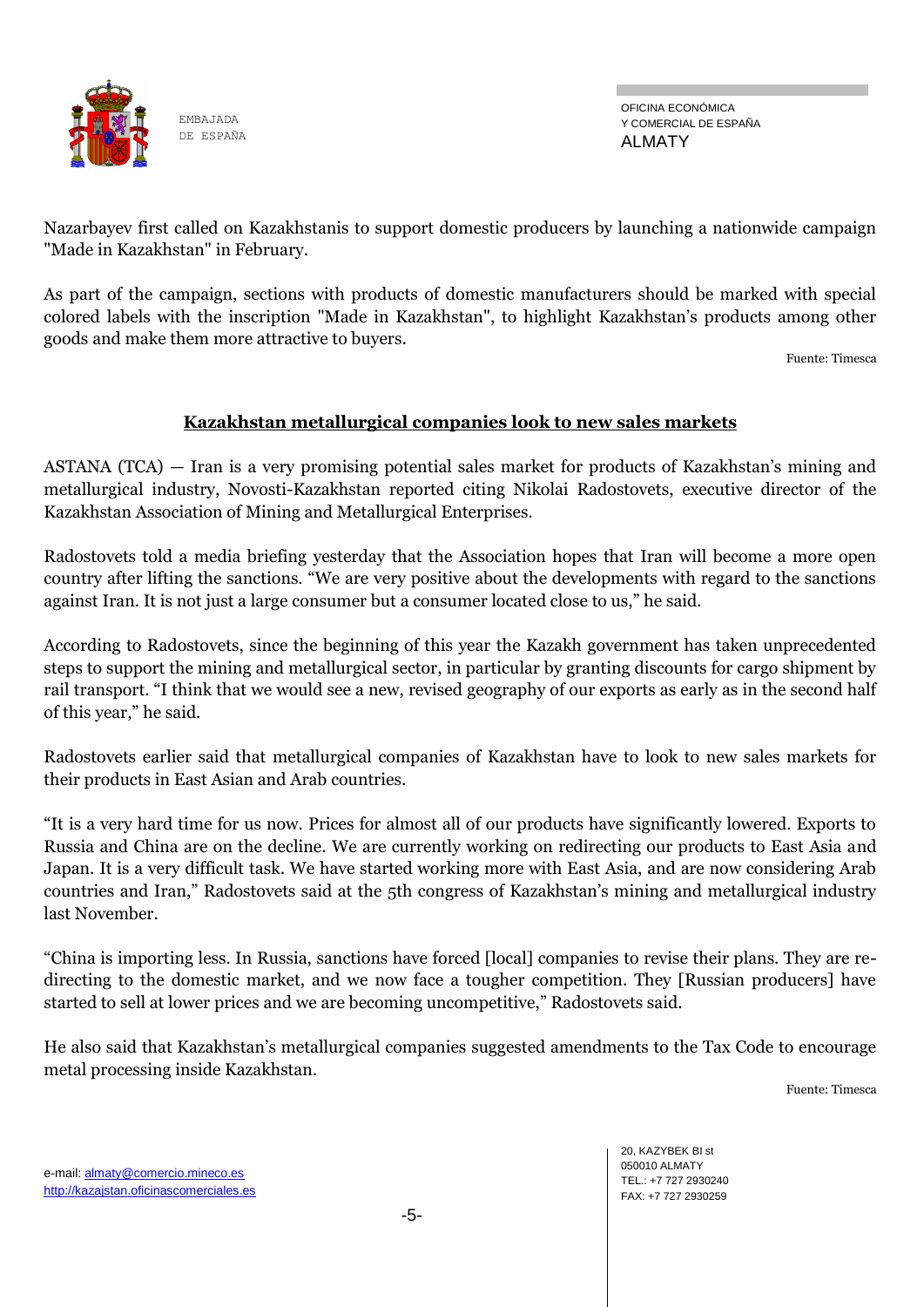Nazarbayev first called on Kazakhstanis to support domestic producers by launching a nationwide campaign "Made in Kazakhstan" in February.

As part of the campaign, sections with products of domestic manufacturers should be marked with special colored labels with the inscription "Made in Kazakhstan", to highlight Kazakhstan's products among other goods and make them more attractive to buyers.

Fuente: Timesca

## Kazakhstan metallurgical companies look to new sales markets

ASTANA (TCA) — Iran is a very promising potential sales market for products of Kazakhstan's mining and metallurgical industry, Novosti-Kazakhstan reported citing Nikolai Radostovets, executive director of the Kazakhstan Association of Mining and Metallurgical Enterprises.

Radostovets told a media briefing yesterday that the Association hopes that Iran will become a more open country after lifting the sanctions. "We are very positive about the developments with regard to the sanctions against Iran. It is not just a large consumer but a consumer located close to us," he said.

According to Radostovets, since the beginning of this year the Kazakh government has taken unprecedented steps to support the mining and metallurgical sector, in particular by granting discounts for cargo shipment by rail transport. "I think that we would see a new, revised geography of our exports as early as in the second half of this year," he said.

Radostovets earlier said that metallurgical companies of Kazakhstan have to look to new sales markets for their products in East Asian and Arab countries.

"It is a very hard time for us now. Prices for almost all of our products have significantly lowered. Exports to Russia and China are on the decline. We are currently working on redirecting our products to East Asia and Japan. It is a very difficult task. We have started working more with East Asia, and are now considering Arab countries and Iran," Radostovets said at the 5th congress of Kazakhstan's mining and metallurgical industry last November.

"China is importing less. In Russia, sanctions have forced [local] companies to revise their plans. They are re-directing to the domestic market, and we now face a tougher competition. They [Russian producers] have started to sell at lower prices and we are becoming uncompetitive," Radostovets said.

He also said that Kazakhstan's metallurgical companies suggested amendments to the Tax Code to encourage metal processing inside Kazakhstan.

Fuente: Timesca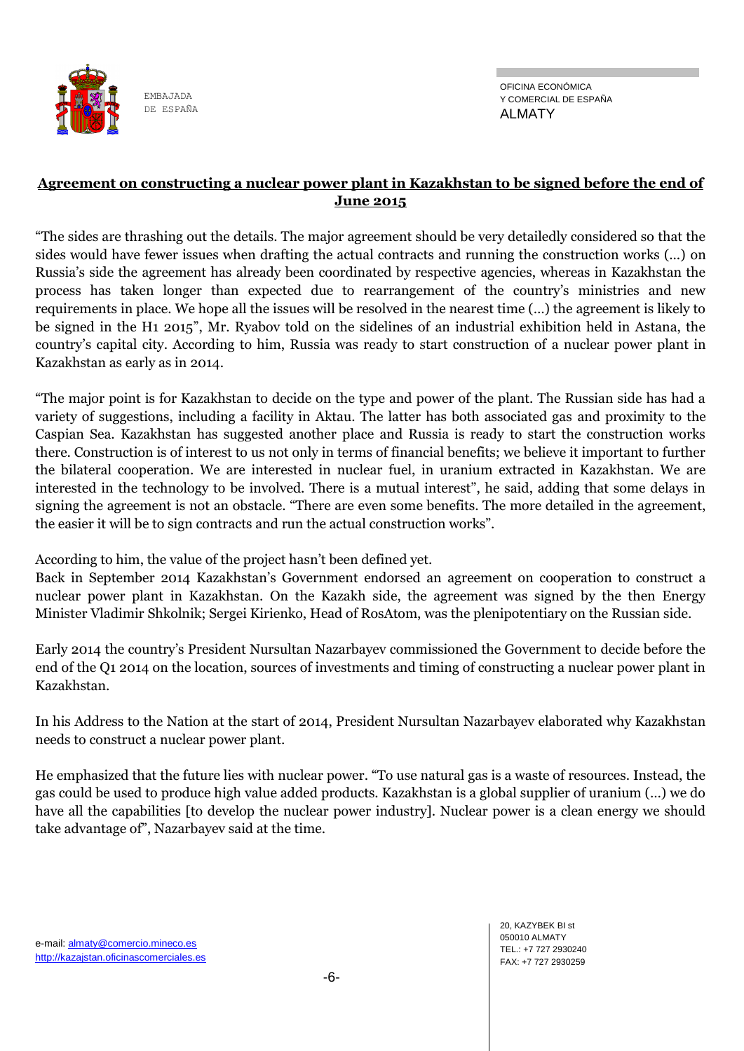## Agreement on constructing a nuclear power plant in Kazakhstan to be signed before the end of June 2015

"The sides are thrashing out the details. The major agreement should be very detailedly considered so that the sides would have fewer issues when drafting the actual contracts and running the construction works (...) on Russia's side the agreement has already been coordinated by respective agencies, whereas in Kazakhstan the process has taken longer than expected due to rearrangement of the country's ministries and new requirements in place. We hope all the issues will be resolved in the nearest time (...) the agreement is likely to be signed in the H1 2015", Mr. Ryabov told on the sidelines of an industrial exhibition held in Astana, the country's capital city. According to him, Russia was ready to start construction of a nuclear power plant in Kazakhstan as early as in 2014.

"The major point is for Kazakhstan to decide on the type and power of the plant. The Russian side has had a variety of suggestions, including a facility in Aktau. The latter has both associated gas and proximity to the Caspian Sea. Kazakhstan has suggested another place and Russia is ready to start the construction works there. Construction is of interest to us not only in terms of financial benefits; we believe it important to further the bilateral cooperation. We are interested in nuclear fuel, in uranium extracted in Kazakhstan. We are interested in the technology to be involved. There is a mutual interest", he said, adding that some delays in signing the agreement is not an obstacle. "There are even some benefits. The more detailed in the agreement, the easier it will be to sign contracts and run the actual construction works".

According to him, the value of the project hasn't been defined yet.

Back in September 2014 Kazakhstan's Government endorsed an agreement on cooperation to construct a nuclear power plant in Kazakhstan. On the Kazakh side, the agreement was signed by the then Energy Minister Vladimir Shkolnik; Sergei Kirienko, Head of RosAtom, was the plenipotentiary on the Russian side.

Early 2014 the country's President Nursultan Nazarbayev commissioned the Government to decide before the end of the Q1 2014 on the location, sources of investments and timing of constructing a nuclear power plant in Kazakhstan.

In his Address to the Nation at the start of 2014, President Nursultan Nazarbayev elaborated why Kazakhstan needs to construct a nuclear power plant.

He emphasized that the future lies with nuclear power. "To use natural gas is a waste of resources. Instead, the gas could be used to produce high value added products. Kazakhstan is a global supplier of uranium (...) we do have all the capabilities [to develop the nuclear power industry]. Nuclear power is a clean energy we should take advantage of", Nazarbayev said at the time.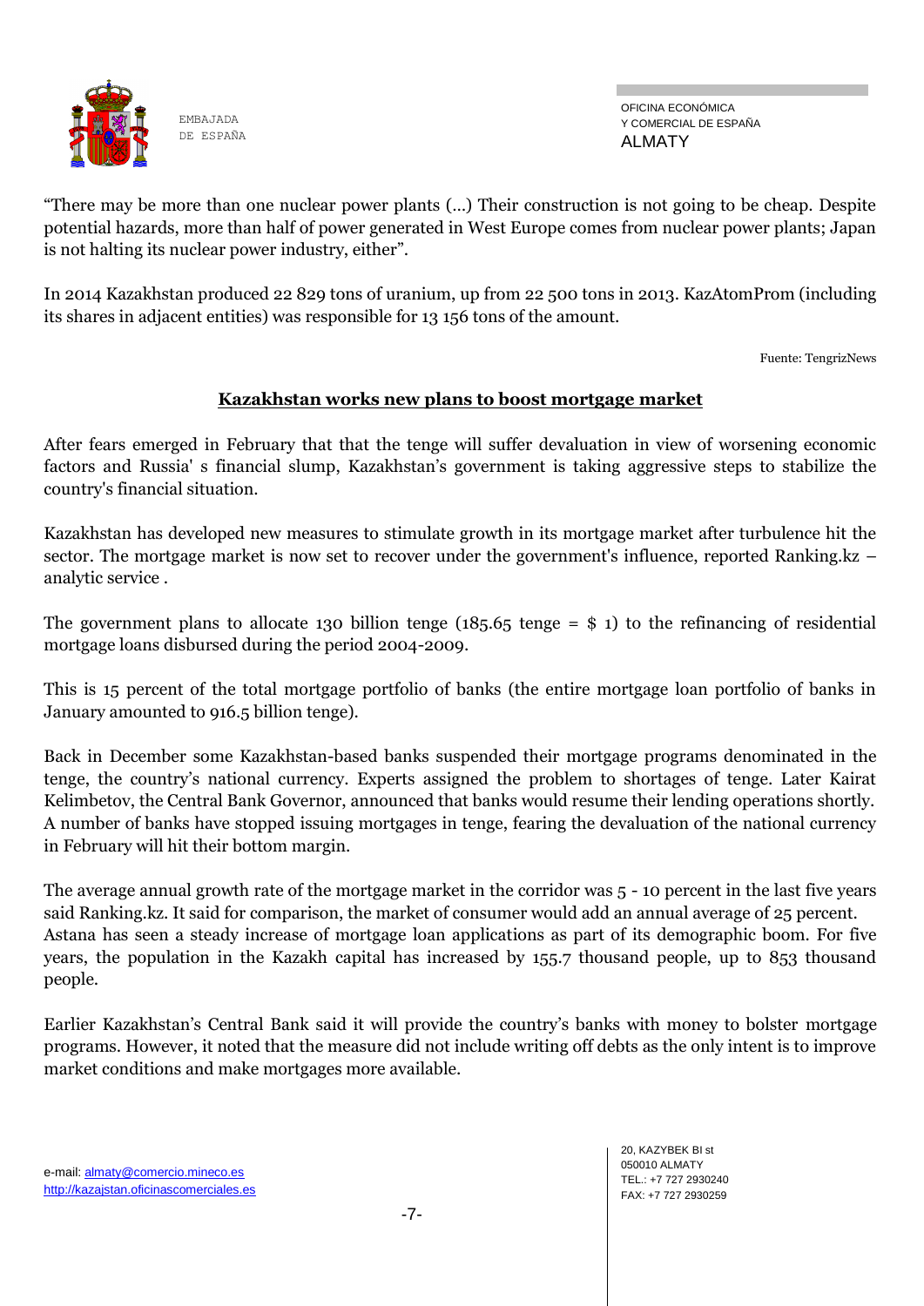“There may be more than one nuclear power plants (…) Their construction is not going to be cheap. Despite potential hazards, more than half of power generated in West Europe comes from nuclear power plants; Japan is not halting its nuclear power industry, either”.

In 2014 Kazakhstan produced 22 829 tons of uranium, up from 22 500 tons in 2013. KazAtomProm (including its shares in adjacent entities) was responsible for 13 156 tons of the amount.

Fuente: TengrizNews

## Kazakhstan works new plans to boost mortgage market

After fears emerged in February that that the tenge will suffer devaluation in view of worsening economic factors and Russia' s financial slump, Kazakhstan’s government is taking aggressive steps to stabilize the country's financial situation.

Kazakhstan has developed new measures to stimulate growth in its mortgage market after turbulence hit the sector. The mortgage market is now set to recover under the government's influence, reported Ranking.kz – analytic service .

The government plans to allocate 130 billion tenge (185.65 tenge = $ 1) to the refinancing of residential mortgage loans disbursed during the period 2004-2009.

This is 15 percent of the total mortgage portfolio of banks (the entire mortgage loan portfolio of banks in January amounted to 916.5 billion tenge).

Back in December some Kazakhstan-based banks suspended their mortgage programs denominated in the tenge, the country’s national currency. Experts assigned the problem to shortages of tenge. Later Kairat Kelimbetov, the Central Bank Governor, announced that banks would resume their lending operations shortly. A number of banks have stopped issuing mortgages in tenge, fearing the devaluation of the national currency in February will hit their bottom margin.

The average annual growth rate of the mortgage market in the corridor was 5 - 10 percent in the last five years said Ranking.kz. It said for comparison, the market of consumer would add an annual average of 25 percent. Astana has seen a steady increase of mortgage loan applications as part of its demographic boom. For five years, the population in the Kazakh capital has increased by 155.7 thousand people, up to 853 thousand people.

Earlier Kazakhstan’s Central Bank said it will provide the country’s banks with money to bolster mortgage programs. However, it noted that the measure did not include writing off debts as the only intent is to improve market conditions and make mortgages more available.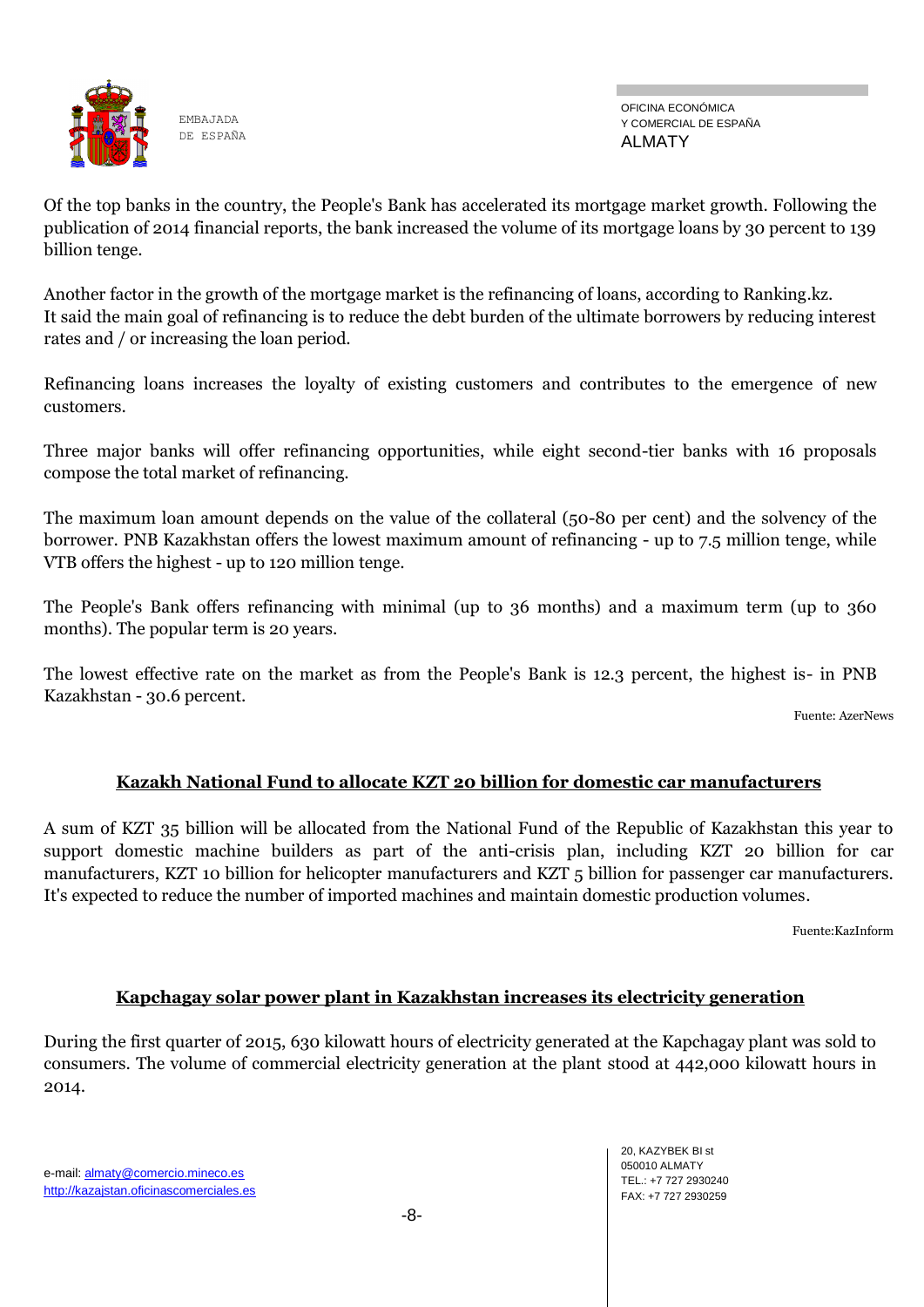Of the top banks in the country, the People's Bank has accelerated its mortgage market growth. Following the publication of 2014 financial reports, the bank increased the volume of its mortgage loans by 30 percent to 139 billion tenge.

Another factor in the growth of the mortgage market is the refinancing of loans, according to Ranking.kz. It said the main goal of refinancing is to reduce the debt burden of the ultimate borrowers by reducing interest rates and / or increasing the loan period.

Refinancing loans increases the loyalty of existing customers and contributes to the emergence of new customers.

Three major banks will offer refinancing opportunities, while eight second-tier banks with 16 proposals compose the total market of refinancing.

The maximum loan amount depends on the value of the collateral (50-80 per cent) and the solvency of the borrower. PNB Kazakhstan offers the lowest maximum amount of refinancing - up to 7.5 million tenge, while VTB offers the highest - up to 120 million tenge.

The People's Bank offers refinancing with minimal (up to 36 months) and a maximum term (up to 360 months). The popular term is 20 years.

The lowest effective rate on the market as from the People's Bank is 12.3 percent, the highest is- in PNB Kazakhstan - 30.6 percent.

Fuente: AzerNews

## Kazakh National Fund to allocate KZT 20 billion for domestic car manufacturers

A sum of KZT 35 billion will be allocated from the National Fund of the Republic of Kazakhstan this year to support domestic machine builders as part of the anti-crisis plan, including KZT 20 billion for car manufacturers, KZT 10 billion for helicopter manufacturers and KZT 5 billion for passenger car manufacturers. It's expected to reduce the number of imported machines and maintain domestic production volumes.

Fuente:KazInform

## Kapchagay solar power plant in Kazakhstan increases its electricity generation

During the first quarter of 2015, 630 kilowatt hours of electricity generated at the Kapchagay plant was sold to consumers. The volume of commercial electricity generation at the plant stood at 442,000 kilowatt hours in 2014.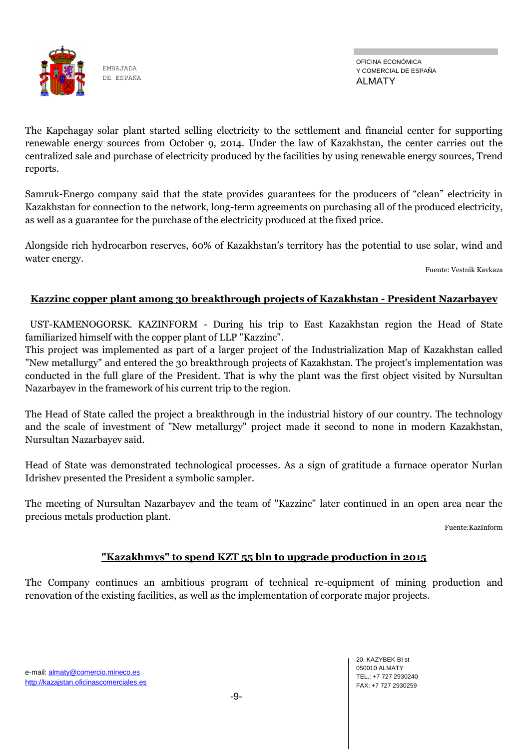The Kapchagay solar plant started selling electricity to the settlement and financial center for supporting renewable energy sources from October 9, 2014. Under the law of Kazakhstan, the center carries out the centralized sale and purchase of electricity produced by the facilities by using renewable energy sources, Trend reports.

Samruk-Energo company said that the state provides guarantees for the producers of "clean" electricity in Kazakhstan for connection to the network, long-term agreements on purchasing all of the produced electricity, as well as a guarantee for the purchase of the electricity produced at the fixed price.

Alongside rich hydrocarbon reserves, 60% of Kazakhstan's territory has the potential to use solar, wind and water energy.

Fuente: Vestnik Kavkaza

## Kazzinc copper plant among 30 breakthrough projects of Kazakhstan - President Nazarbayev

UST-KAMENOGORSK. KAZINFORM - During his trip to East Kazakhstan region the Head of State familiarized himself with the copper plant of LLP "Kazzinc".
This project was implemented as part of a larger project of the Industrialization Map of Kazakhstan called "New metallurgy" and entered the 30 breakthrough projects of Kazakhstan. The project's implementation was conducted in the full glare of the President. That is why the plant was the first object visited by Nursultan Nazarbayev in the framework of his current trip to the region.

The Head of State called the project a breakthrough in the industrial history of our country. The technology and the scale of investment of "New metallurgy" project made it second to none in modern Kazakhstan, Nursultan Nazarbayev said.

Head of State was demonstrated technological processes. As a sign of gratitude a furnace operator Nurlan Idrishev presented the President a symbolic sampler.

The meeting of Nursultan Nazarbayev and the team of "Kazzinc" later continued in an open area near the precious metals production plant.

Fuente:KazInform

## "Kazakhmys" to spend KZT 55 bln to upgrade production in 2015

The Company continues an ambitious program of technical re-equipment of mining production and renovation of the existing facilities, as well as the implementation of corporate major projects.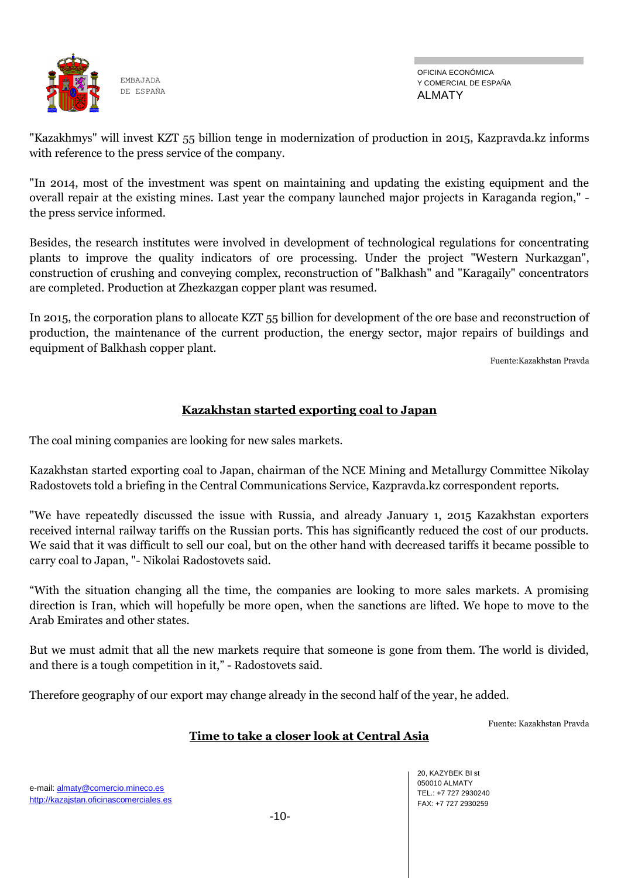"Kazakhmys" will invest KZT 55 billion tenge in modernization of production in 2015, Kazpravda.kz informs with reference to the press service of the company.

"In 2014, most of the investment was spent on maintaining and updating the existing equipment and the overall repair at the existing mines. Last year the company launched major projects in Karaganda region," - the press service informed.

Besides, the research institutes were involved in development of technological regulations for concentrating plants to improve the quality indicators of ore processing. Under the project "Western Nurkazgan", construction of crushing and conveying complex, reconstruction of "Balkhash" and "Karagaily" concentrators are completed. Production at Zhezkazgan copper plant was resumed.

In 2015, the corporation plans to allocate KZT 55 billion for development of the ore base and reconstruction of production, the maintenance of the current production, the energy sector, major repairs of buildings and equipment of Balkhash copper plant.

Fuente:Kazakhstan Pravda

## Kazakhstan started exporting coal to Japan

The coal mining companies are looking for new sales markets.

Kazakhstan started exporting coal to Japan, chairman of the NCE Mining and Metallurgy Committee Nikolay Radostovets told a briefing in the Central Communications Service, Kazpravda.kz correspondent reports.

"We have repeatedly discussed the issue with Russia, and already January 1, 2015 Kazakhstan exporters received internal railway tariffs on the Russian ports. This has significantly reduced the cost of our products. We said that it was difficult to sell our coal, but on the other hand with decreased tariffs it became possible to carry coal to Japan, "- Nikolai Radostovets said.

“With the situation changing all the time, the companies are looking to more sales markets. A promising direction is Iran, which will hopefully be more open, when the sanctions are lifted. We hope to move to the Arab Emirates and other states.

But we must admit that all the new markets require that someone is gone from them. The world is divided, and there is a tough competition in it,” - Radostovets said.

Therefore geography of our export may change already in the second half of the year, he added.

Fuente: Kazakhstan Pravda

## Time to take a closer look at Central Asia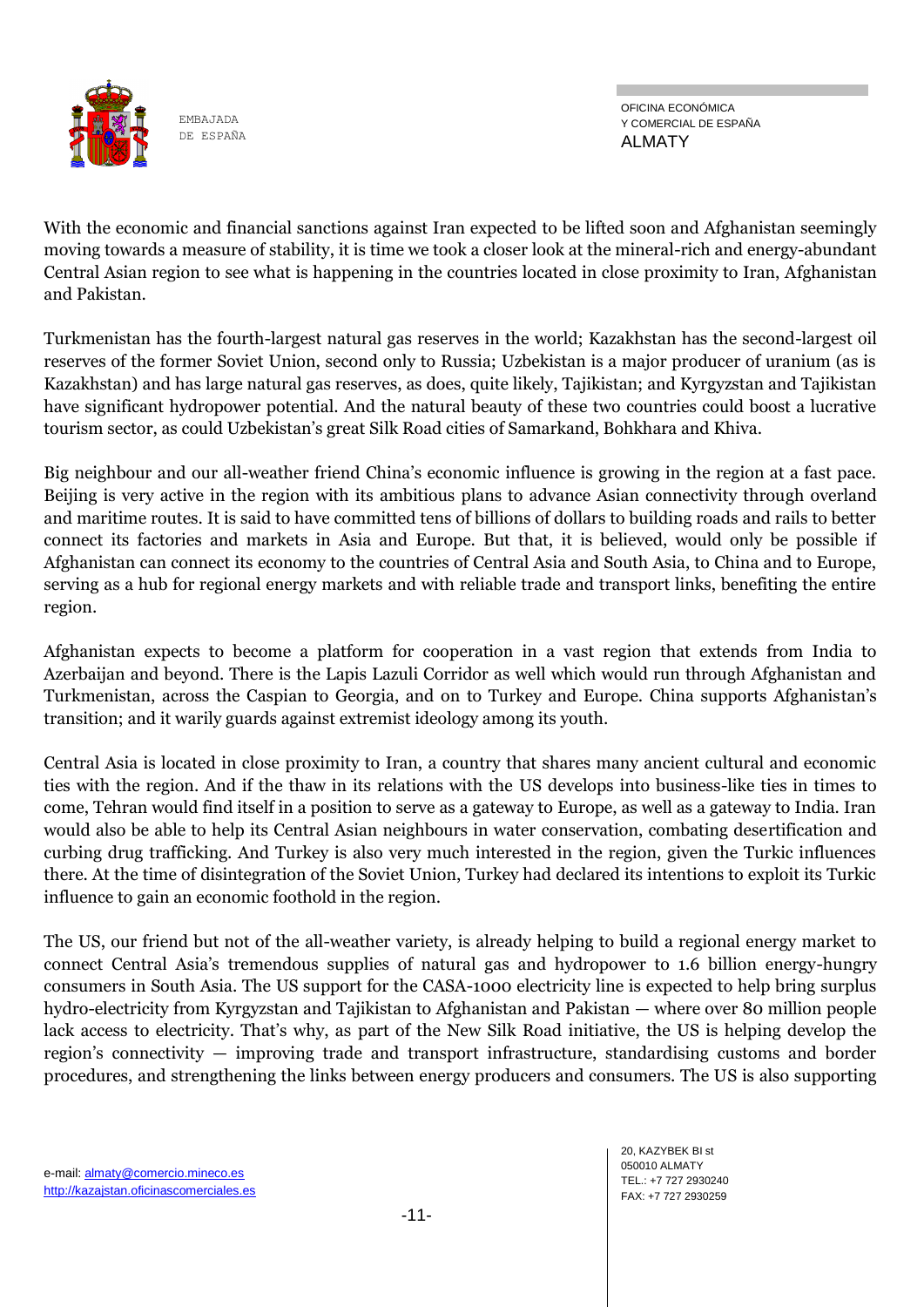With the economic and financial sanctions against Iran expected to be lifted soon and Afghanistan seemingly moving towards a measure of stability, it is time we took a closer look at the mineral-rich and energy-abundant Central Asian region to see what is happening in the countries located in close proximity to Iran, Afghanistan and Pakistan.

Turkmenistan has the fourth-largest natural gas reserves in the world; Kazakhstan has the second-largest oil reserves of the former Soviet Union, second only to Russia; Uzbekistan is a major producer of uranium (as is Kazakhstan) and has large natural gas reserves, as does, quite likely, Tajikistan; and Kyrgyzstan and Tajikistan have significant hydropower potential. And the natural beauty of these two countries could boost a lucrative tourism sector, as could Uzbekistan's great Silk Road cities of Samarkand, Bohkhara and Khiva.

Big neighbour and our all-weather friend China's economic influence is growing in the region at a fast pace. Beijing is very active in the region with its ambitious plans to advance Asian connectivity through overland and maritime routes. It is said to have committed tens of billions of dollars to building roads and rails to better connect its factories and markets in Asia and Europe. But that, it is believed, would only be possible if Afghanistan can connect its economy to the countries of Central Asia and South Asia, to China and to Europe, serving as a hub for regional energy markets and with reliable trade and transport links, benefiting the entire region.

Afghanistan expects to become a platform for cooperation in a vast region that extends from India to Azerbaijan and beyond. There is the Lapis Lazuli Corridor as well which would run through Afghanistan and Turkmenistan, across the Caspian to Georgia, and on to Turkey and Europe. China supports Afghanistan's transition; and it warily guards against extremist ideology among its youth.

Central Asia is located in close proximity to Iran, a country that shares many ancient cultural and economic ties with the region. And if the thaw in its relations with the US develops into business-like ties in times to come, Tehran would find itself in a position to serve as a gateway to Europe, as well as a gateway to India. Iran would also be able to help its Central Asian neighbours in water conservation, combating desertification and curbing drug trafficking. And Turkey is also very much interested in the region, given the Turkic influences there. At the time of disintegration of the Soviet Union, Turkey had declared its intentions to exploit its Turkic influence to gain an economic foothold in the region.

The US, our friend but not of the all-weather variety, is already helping to build a regional energy market to connect Central Asia's tremendous supplies of natural gas and hydropower to 1.6 billion energy-hungry consumers in South Asia. The US support for the CASA-1000 electricity line is expected to help bring surplus hydro-electricity from Kyrgyzstan and Tajikistan to Afghanistan and Pakistan — where over 80 million people lack access to electricity. That's why, as part of the New Silk Road initiative, the US is helping develop the region's connectivity — improving trade and transport infrastructure, standardising customs and border procedures, and strengthening the links between energy producers and consumers. The US is also supporting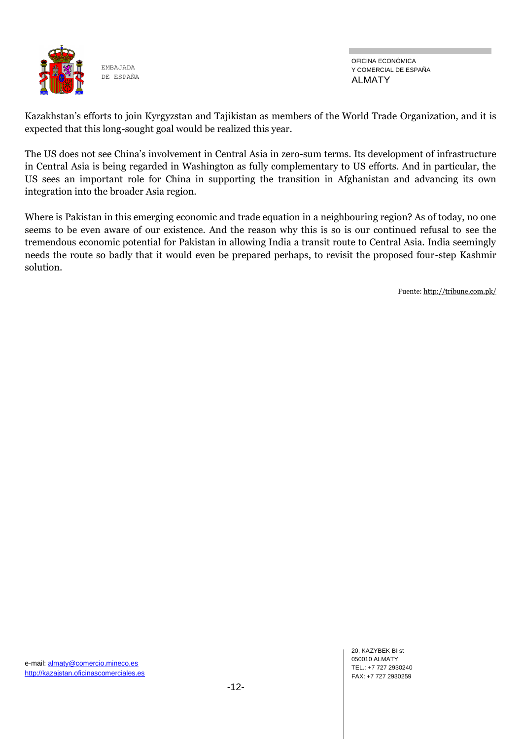Kazakhstan's efforts to join Kyrgyzstan and Tajikistan as members of the World Trade Organization, and it is expected that this long-sought goal would be realized this year.

The US does not see China's involvement in Central Asia in zero-sum terms. Its development of infrastructure in Central Asia is being regarded in Washington as fully complementary to US efforts. And in particular, the US sees an important role for China in supporting the transition in Afghanistan and advancing its own integration into the broader Asia region.

Where is Pakistan in this emerging economic and trade equation in a neighbouring region? As of today, no one seems to be even aware of our existence. And the reason why this is so is our continued refusal to see the tremendous economic potential for Pakistan in allowing India a transit route to Central Asia. India seemingly needs the route so badly that it would even be prepared perhaps, to revisit the proposed four-step Kashmir solution.

Fuente: http://tribune.com.pk/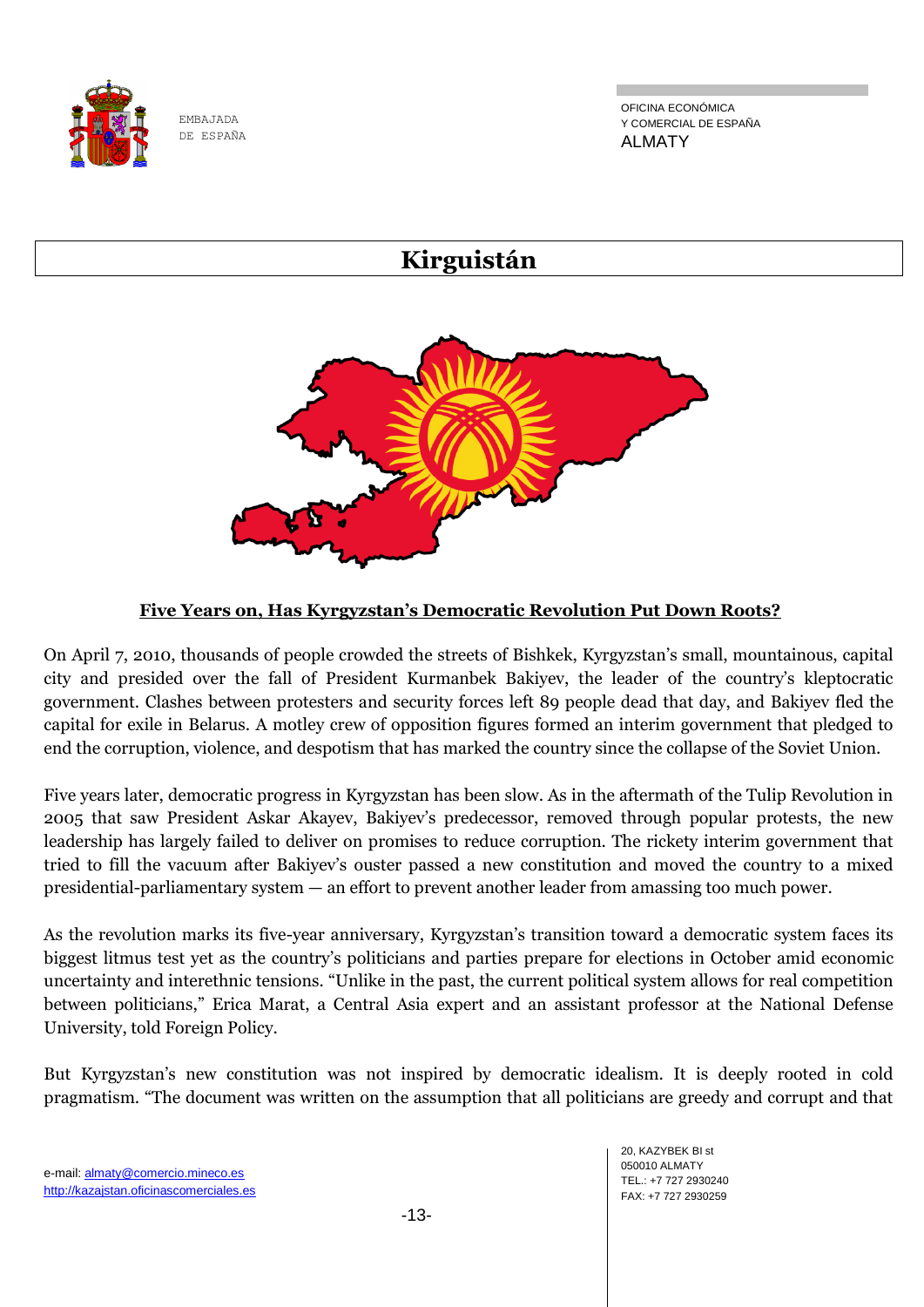# Kirguistán

**Five Years on, Has Kyrgyzstan's Democratic Revolution Put Down Roots?**

On April 7, 2010, thousands of people crowded the streets of Bishkek, Kyrgyzstan's small, mountainous, capital city and presided over the fall of President Kurmanbek Bakiyev, the leader of the country's kleptocratic government. Clashes between protesters and security forces left 89 people dead that day, and Bakiyev fled the capital for exile in Belarus. A motley crew of opposition figures formed an interim government that pledged to end the corruption, violence, and despotism that has marked the country since the collapse of the Soviet Union.

Five years later, democratic progress in Kyrgyzstan has been slow. As in the aftermath of the Tulip Revolution in 2005 that saw President Askar Akayev, Bakiyev's predecessor, removed through popular protests, the new leadership has largely failed to deliver on promises to reduce corruption. The rickety interim government that tried to fill the vacuum after Bakiyev's ouster passed a new constitution and moved the country to a mixed presidential-parliamentary system — an effort to prevent another leader from amassing too much power.

As the revolution marks its five-year anniversary, Kyrgyzstan's transition toward a democratic system faces its biggest litmus test yet as the country's politicians and parties prepare for elections in October amid economic uncertainty and interethnic tensions. "Unlike in the past, the current political system allows for real competition between politicians," Erica Marat, a Central Asia expert and an assistant professor at the National Defense University, told Foreign Policy.

But Kyrgyzstan's new constitution was not inspired by democratic idealism. It is deeply rooted in cold pragmatism. "The document was written on the assumption that all politicians are greedy and corrupt and that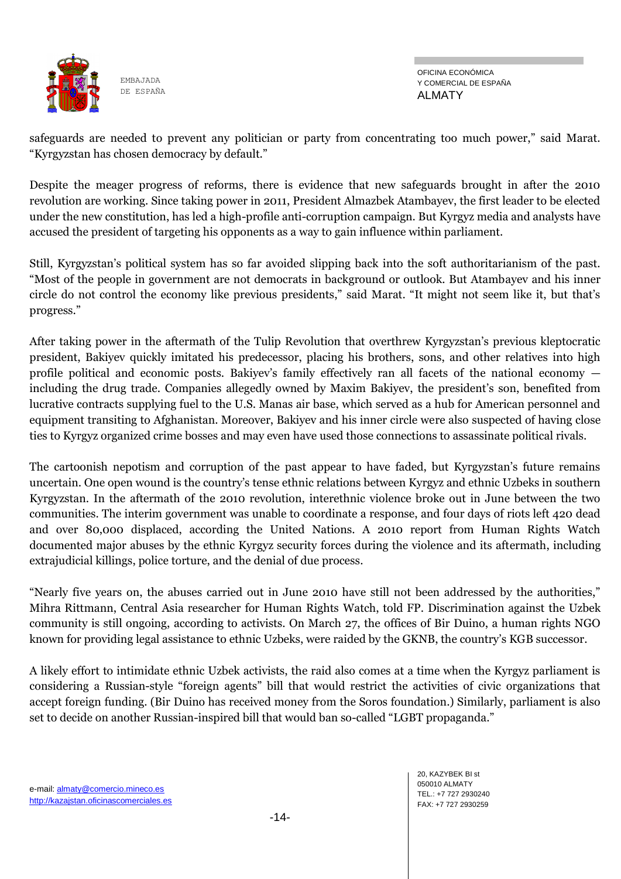safeguards are needed to prevent any politician or party from concentrating too much power," said Marat. "Kyrgyzstan has chosen democracy by default."

Despite the meager progress of reforms, there is evidence that new safeguards brought in after the 2010 revolution are working. Since taking power in 2011, President Almazbek Atambayev, the first leader to be elected under the new constitution, has led a high-profile anti-corruption campaign. But Kyrgyz media and analysts have accused the president of targeting his opponents as a way to gain influence within parliament.

Still, Kyrgyzstan's political system has so far avoided slipping back into the soft authoritarianism of the past. "Most of the people in government are not democrats in background or outlook. But Atambayev and his inner circle do not control the economy like previous presidents," said Marat. "It might not seem like it, but that's progress."

After taking power in the aftermath of the Tulip Revolution that overthrew Kyrgyzstan's previous kleptocratic president, Bakiyev quickly imitated his predecessor, placing his brothers, sons, and other relatives into high profile political and economic posts. Bakiyev's family effectively ran all facets of the national economy — including the drug trade. Companies allegedly owned by Maxim Bakiyev, the president's son, benefited from lucrative contracts supplying fuel to the U.S. Manas air base, which served as a hub for American personnel and equipment transiting to Afghanistan. Moreover, Bakiyev and his inner circle were also suspected of having close ties to Kyrgyz organized crime bosses and may even have used those connections to assassinate political rivals.

The cartoonish nepotism and corruption of the past appear to have faded, but Kyrgyzstan's future remains uncertain. One open wound is the country's tense ethnic relations between Kyrgyz and ethnic Uzbeks in southern Kyrgyzstan. In the aftermath of the 2010 revolution, interethnic violence broke out in June between the two communities. The interim government was unable to coordinate a response, and four days of riots left 420 dead and over 80,000 displaced, according the United Nations. A 2010 report from Human Rights Watch documented major abuses by the ethnic Kyrgyz security forces during the violence and its aftermath, including extrajudicial killings, police torture, and the denial of due process.

"Nearly five years on, the abuses carried out in June 2010 have still not been addressed by the authorities," Mihra Rittmann, Central Asia researcher for Human Rights Watch, told FP. Discrimination against the Uzbek community is still ongoing, according to activists. On March 27, the offices of Bir Duino, a human rights NGO known for providing legal assistance to ethnic Uzbeks, were raided by the GKNB, the country's KGB successor.

A likely effort to intimidate ethnic Uzbek activists, the raid also comes at a time when the Kyrgyz parliament is considering a Russian-style "foreign agents" bill that would restrict the activities of civic organizations that accept foreign funding. (Bir Duino has received money from the Soros foundation.) Similarly, parliament is also set to decide on another Russian-inspired bill that would ban so-called "LGBT propaganda."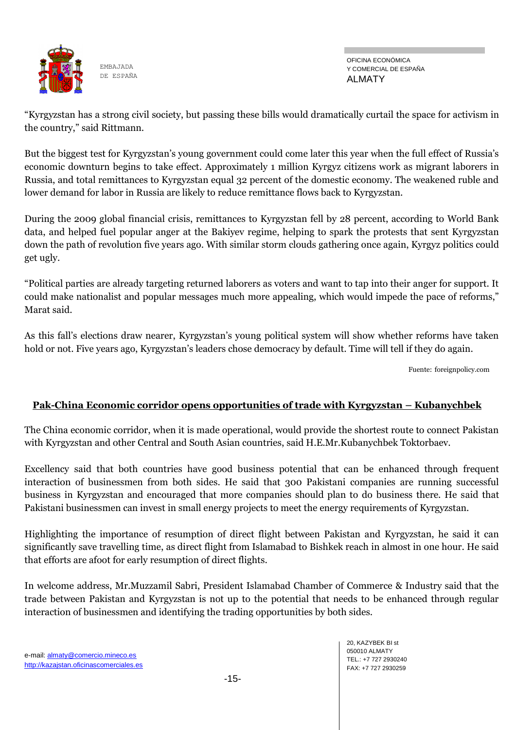"Kyrgyzstan has a strong civil society, but passing these bills would dramatically curtail the space for activism in the country," said Rittmann.

But the biggest test for Kyrgyzstan's young government could come later this year when the full effect of Russia's economic downturn begins to take effect. Approximately 1 million Kyrgyz citizens work as migrant laborers in Russia, and total remittances to Kyrgyzstan equal 32 percent of the domestic economy. The weakened ruble and lower demand for labor in Russia are likely to reduce remittance flows back to Kyrgyzstan.

During the 2009 global financial crisis, remittances to Kyrgyzstan fell by 28 percent, according to World Bank data, and helped fuel popular anger at the Bakiyev regime, helping to spark the protests that sent Kyrgyzstan down the path of revolution five years ago. With similar storm clouds gathering once again, Kyrgyz politics could get ugly.

"Political parties are already targeting returned laborers as voters and want to tap into their anger for support. It could make nationalist and popular messages much more appealing, which would impede the pace of reforms," Marat said.

As this fall's elections draw nearer, Kyrgyzstan's young political system will show whether reforms have taken hold or not. Five years ago, Kyrgyzstan's leaders chose democracy by default. Time will tell if they do again.

Fuente: foreignpolicy.com

## Pak-China Economic corridor opens opportunities of trade with Kyrgyzstan – Kubanychbek

The China economic corridor, when it is made operational, would provide the shortest route to connect Pakistan with Kyrgyzstan and other Central and South Asian countries, said H.E.Mr.Kubanychbek Toktorbaev.

Excellency said that both countries have good business potential that can be enhanced through frequent interaction of businessmen from both sides. He said that 300 Pakistani companies are running successful business in Kyrgyzstan and encouraged that more companies should plan to do business there. He said that Pakistani businessmen can invest in small energy projects to meet the energy requirements of Kyrgyzstan.

Highlighting the importance of resumption of direct flight between Pakistan and Kyrgyzstan, he said it can significantly save travelling time, as direct flight from Islamabad to Bishkek reach in almost in one hour. He said that efforts are afoot for early resumption of direct flights.

In welcome address, Mr.Muzzamil Sabri, President Islamabad Chamber of Commerce & Industry said that the trade between Pakistan and Kyrgyzstan is not up to the potential that needs to be enhanced through regular interaction of businessmen and identifying the trading opportunities by both sides.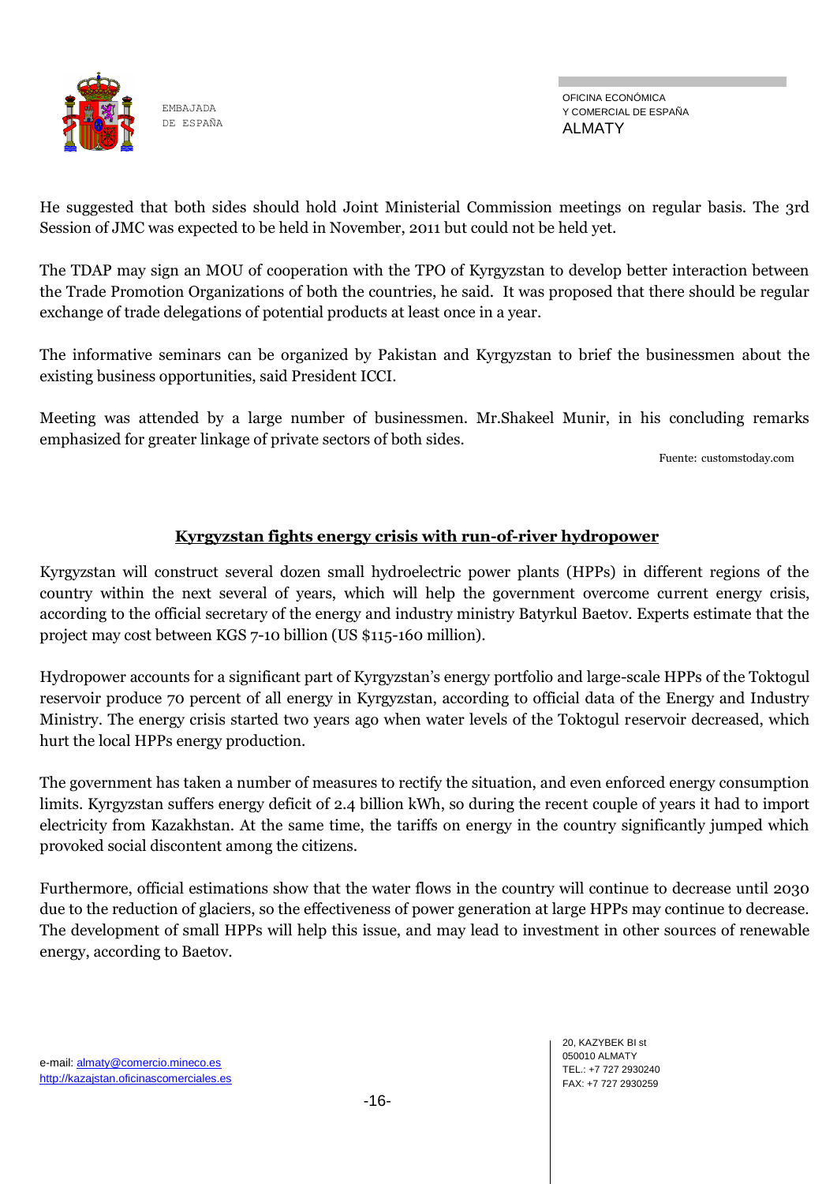He suggested that both sides should hold Joint Ministerial Commission meetings on regular basis. The 3rd Session of JMC was expected to be held in November, 2011 but could not be held yet.

The TDAP may sign an MOU of cooperation with the TPO of Kyrgyzstan to develop better interaction between the Trade Promotion Organizations of both the countries, he said. It was proposed that there should be regular exchange of trade delegations of potential products at least once in a year.

The informative seminars can be organized by Pakistan and Kyrgyzstan to brief the businessmen about the existing business opportunities, said President ICCI.

Meeting was attended by a large number of businessmen. Mr.Shakeel Munir, in his concluding remarks emphasized for greater linkage of private sectors of both sides.

Fuente: customstoday.com

## Kyrgyzstan fights energy crisis with run-of-river hydropower

Kyrgyzstan will construct several dozen small hydroelectric power plants (HPPs) in different regions of the country within the next several of years, which will help the government overcome current energy crisis, according to the official secretary of the energy and industry ministry Batyrkul Baetov. Experts estimate that the project may cost between KGS 7-10 billion (US $115-160 million).

Hydropower accounts for a significant part of Kyrgyzstan's energy portfolio and large-scale HPPs of the Toktogul reservoir produce 70 percent of all energy in Kyrgyzstan, according to official data of the Energy and Industry Ministry. The energy crisis started two years ago when water levels of the Toktogul reservoir decreased, which hurt the local HPPs energy production.

The government has taken a number of measures to rectify the situation, and even enforced energy consumption limits. Kyrgyzstan suffers energy deficit of 2.4 billion kWh, so during the recent couple of years it had to import electricity from Kazakhstan. At the same time, the tariffs on energy in the country significantly jumped which provoked social discontent among the citizens.

Furthermore, official estimations show that the water flows in the country will continue to decrease until 2030 due to the reduction of glaciers, so the effectiveness of power generation at large HPPs may continue to decrease. The development of small HPPs will help this issue, and may lead to investment in other sources of renewable energy, according to Baetov.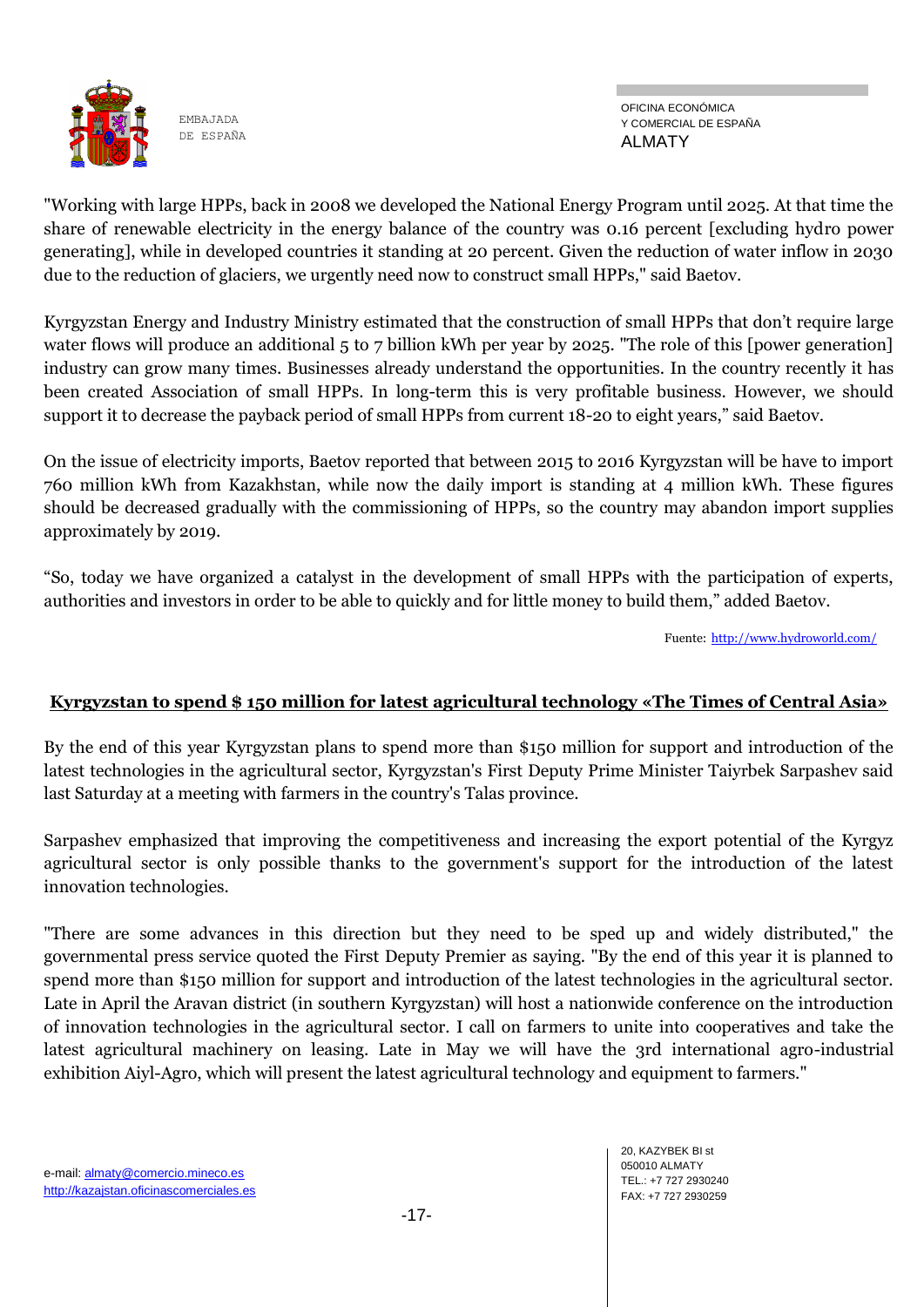"Working with large HPPs, back in 2008 we developed the National Energy Program until 2025. At that time the share of renewable electricity in the energy balance of the country was 0.16 percent [excluding hydro power generating], while in developed countries it standing at 20 percent. Given the reduction of water inflow in 2030 due to the reduction of glaciers, we urgently need now to construct small HPPs," said Baetov.

Kyrgyzstan Energy and Industry Ministry estimated that the construction of small HPPs that don't require large water flows will produce an additional 5 to 7 billion kWh per year by 2025. "The role of this [power generation] industry can grow many times. Businesses already understand the opportunities. In the country recently it has been created Association of small HPPs. In long-term this is very profitable business. However, we should support it to decrease the payback period of small HPPs from current 18-20 to eight years," said Baetov.

On the issue of electricity imports, Baetov reported that between 2015 to 2016 Kyrgyzstan will be have to import 760 million kWh from Kazakhstan, while now the daily import is standing at 4 million kWh. These figures should be decreased gradually with the commissioning of HPPs, so the country may abandon import supplies approximately by 2019.

"So, today we have organized a catalyst in the development of small HPPs with the participation of experts, authorities and investors in order to be able to quickly and for little money to build them," added Baetov.

Fuente: http://www.hydroworld.com/

## Kyrgyzstan to spend $ 150 million for latest agricultural technology «The Times of Central Asia»

By the end of this year Kyrgyzstan plans to spend more than $150 million for support and introduction of the latest technologies in the agricultural sector, Kyrgyzstan's First Deputy Prime Minister Taiyrbek Sarpashev said last Saturday at a meeting with farmers in the country's Talas province.

Sarpashev emphasized that improving the competitiveness and increasing the export potential of the Kyrgyz agricultural sector is only possible thanks to the government's support for the introduction of the latest innovation technologies.

"There are some advances in this direction but they need to be sped up and widely distributed," the governmental press service quoted the First Deputy Premier as saying. "By the end of this year it is planned to spend more than $150 million for support and introduction of the latest technologies in the agricultural sector. Late in April the Aravan district (in southern Kyrgyzstan) will host a nationwide conference on the introduction of innovation technologies in the agricultural sector. I call on farmers to unite into cooperatives and take the latest agricultural machinery on leasing. Late in May we will have the 3rd international agro-industrial exhibition Aiyl-Agro, which will present the latest agricultural technology and equipment to farmers."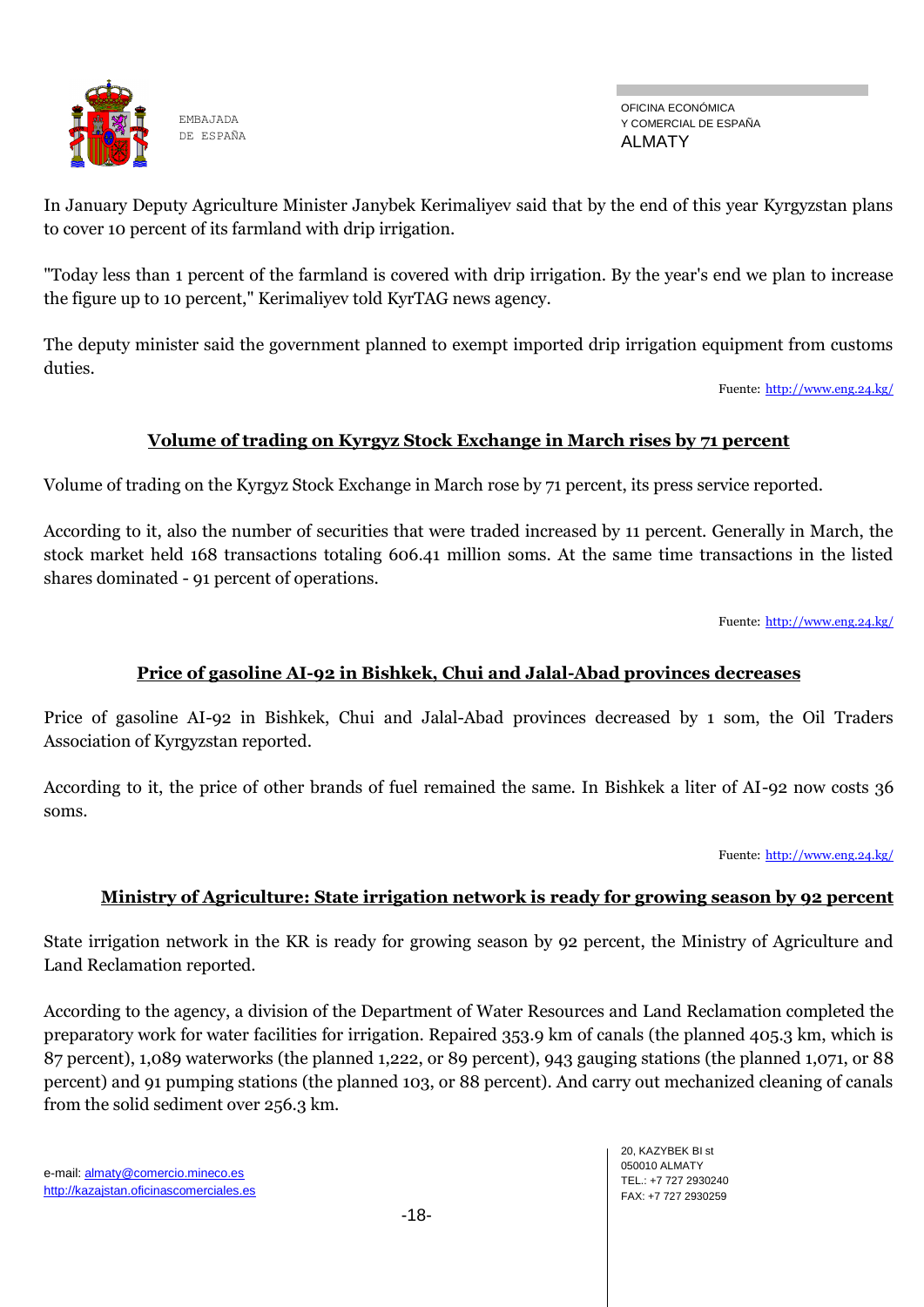In January Deputy Agriculture Minister Janybek Kerimaliyev said that by the end of this year Kyrgyzstan plans to cover 10 percent of its farmland with drip irrigation.

"Today less than 1 percent of the farmland is covered with drip irrigation. By the year's end we plan to increase the figure up to 10 percent," Kerimaliyev told KyrTAG news agency.

The deputy minister said the government planned to exempt imported drip irrigation equipment from customs duties.

Fuente: http://www.eng.24.kg/

## Volume of trading on Kyrgyz Stock Exchange in March rises by 71 percent

Volume of trading on the Kyrgyz Stock Exchange in March rose by 71 percent, its press service reported.

According to it, also the number of securities that were traded increased by 11 percent. Generally in March, the stock market held 168 transactions totaling 606.41 million soms. At the same time transactions in the listed shares dominated - 91 percent of operations.

Fuente: http://www.eng.24.kg/

## Price of gasoline AI-92 in Bishkek, Chui and Jalal-Abad provinces decreases

Price of gasoline AI-92 in Bishkek, Chui and Jalal-Abad provinces decreased by 1 som, the Oil Traders Association of Kyrgyzstan reported.

According to it, the price of other brands of fuel remained the same. In Bishkek a liter of AI-92 now costs 36 soms.

Fuente: http://www.eng.24.kg/

## Ministry of Agriculture: State irrigation network is ready for growing season by 92 percent

State irrigation network in the KR is ready for growing season by 92 percent, the Ministry of Agriculture and Land Reclamation reported.

According to the agency, a division of the Department of Water Resources and Land Reclamation completed the preparatory work for water facilities for irrigation. Repaired 353.9 km of canals (the planned 405.3 km, which is 87 percent), 1,089 waterworks (the planned 1,222, or 89 percent), 943 gauging stations (the planned 1,071, or 88 percent) and 91 pumping stations (the planned 103, or 88 percent). And carry out mechanized cleaning of canals from the solid sediment over 256.3 km.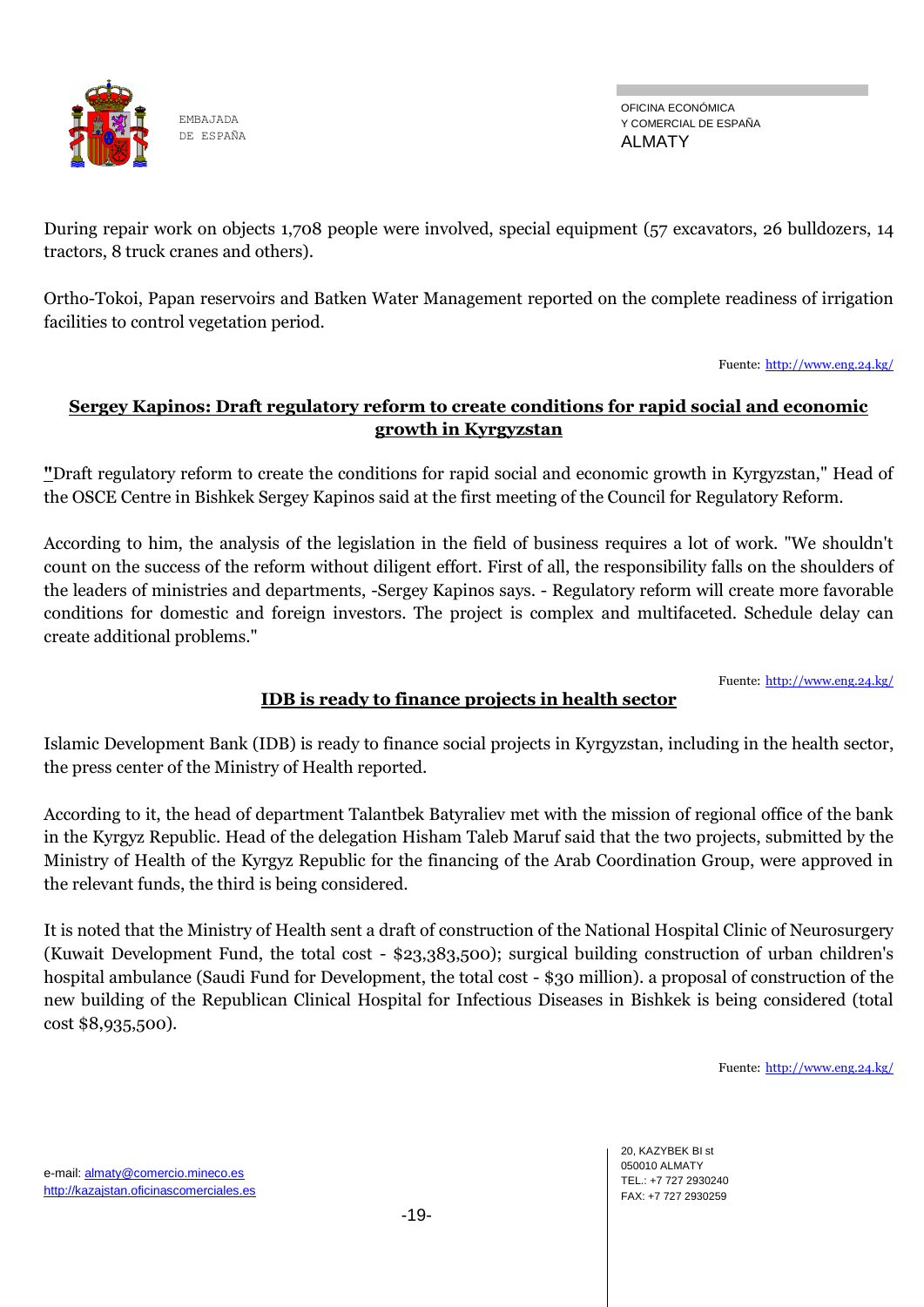During repair work on objects 1,708 people were involved, special equipment (57 excavators, 26 bulldozers, 14 tractors, 8 truck cranes and others).

Ortho-Tokoi, Papan reservoirs and Batken Water Management reported on the complete readiness of irrigation facilities to control vegetation period.

Fuente: http://www.eng.24.kg/

## Sergey Kapinos: Draft regulatory reform to create conditions for rapid social and economic growth in Kyrgyzstan

"Draft regulatory reform to create the conditions for rapid social and economic growth in Kyrgyzstan," Head of the OSCE Centre in Bishkek Sergey Kapinos said at the first meeting of the Council for Regulatory Reform.

According to him, the analysis of the legislation in the field of business requires a lot of work. "We shouldn't count on the success of the reform without diligent effort. First of all, the responsibility falls on the shoulders of the leaders of ministries and departments, -Sergey Kapinos says. - Regulatory reform will create more favorable conditions for domestic and foreign investors. The project is complex and multifaceted. Schedule delay can create additional problems."

Fuente: http://www.eng.24.kg/

## IDB is ready to finance projects in health sector

Islamic Development Bank (IDB) is ready to finance social projects in Kyrgyzstan, including in the health sector, the press center of the Ministry of Health reported.

According to it, the head of department Talantbek Batyraliev met with the mission of regional office of the bank in the Kyrgyz Republic. Head of the delegation Hisham Taleb Maruf said that the two projects, submitted by the Ministry of Health of the Kyrgyz Republic for the financing of the Arab Coordination Group, were approved in the relevant funds, the third is being considered.

It is noted that the Ministry of Health sent a draft of construction of the National Hospital Clinic of Neurosurgery (Kuwait Development Fund, the total cost - $23,383,500); surgical building construction of urban children's hospital ambulance (Saudi Fund for Development, the total cost - $30 million). a proposal of construction of the new building of the Republican Clinical Hospital for Infectious Diseases in Bishkek is being considered (total cost $8,935,500).

Fuente: http://www.eng.24.kg/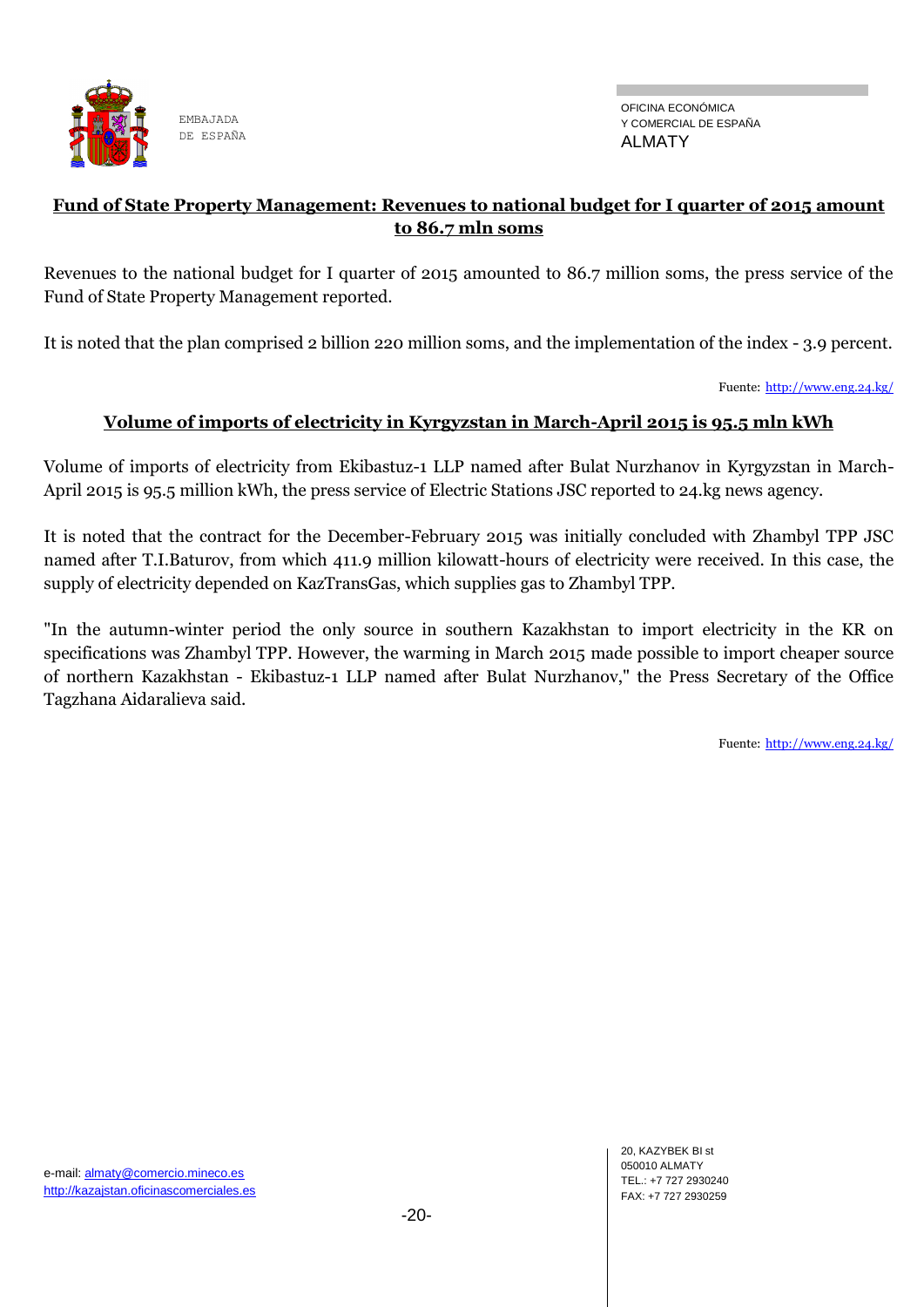## Fund of State Property Management: Revenues to national budget for I quarter of 2015 amount to 86.7 mln soms

Revenues to the national budget for I quarter of 2015 amounted to 86.7 million soms, the press service of the Fund of State Property Management reported.

It is noted that the plan comprised 2 billion 220 million soms, and the implementation of the index - 3.9 percent.

Fuente: http://www.eng.24.kg/

## Volume of imports of electricity in Kyrgyzstan in March-April 2015 is 95.5 mln kWh

Volume of imports of electricity from Ekibastuz-1 LLP named after Bulat Nurzhanov in Kyrgyzstan in March-April 2015 is 95.5 million kWh, the press service of Electric Stations JSC reported to 24.kg news agency.

It is noted that the contract for the December-February 2015 was initially concluded with Zhambyl TPP JSC named after T.I.Baturov, from which 411.9 million kilowatt-hours of electricity were received. In this case, the supply of electricity depended on KazTransGas, which supplies gas to Zhambyl TPP.

"In the autumn-winter period the only source in southern Kazakhstan to import electricity in the KR on specifications was Zhambyl TPP. However, the warming in March 2015 made possible to import cheaper source of northern Kazakhstan - Ekibastuz-1 LLP named after Bulat Nurzhanov," the Press Secretary of the Office Tagzhana Aidaralieva said.

Fuente: http://www.eng.24.kg/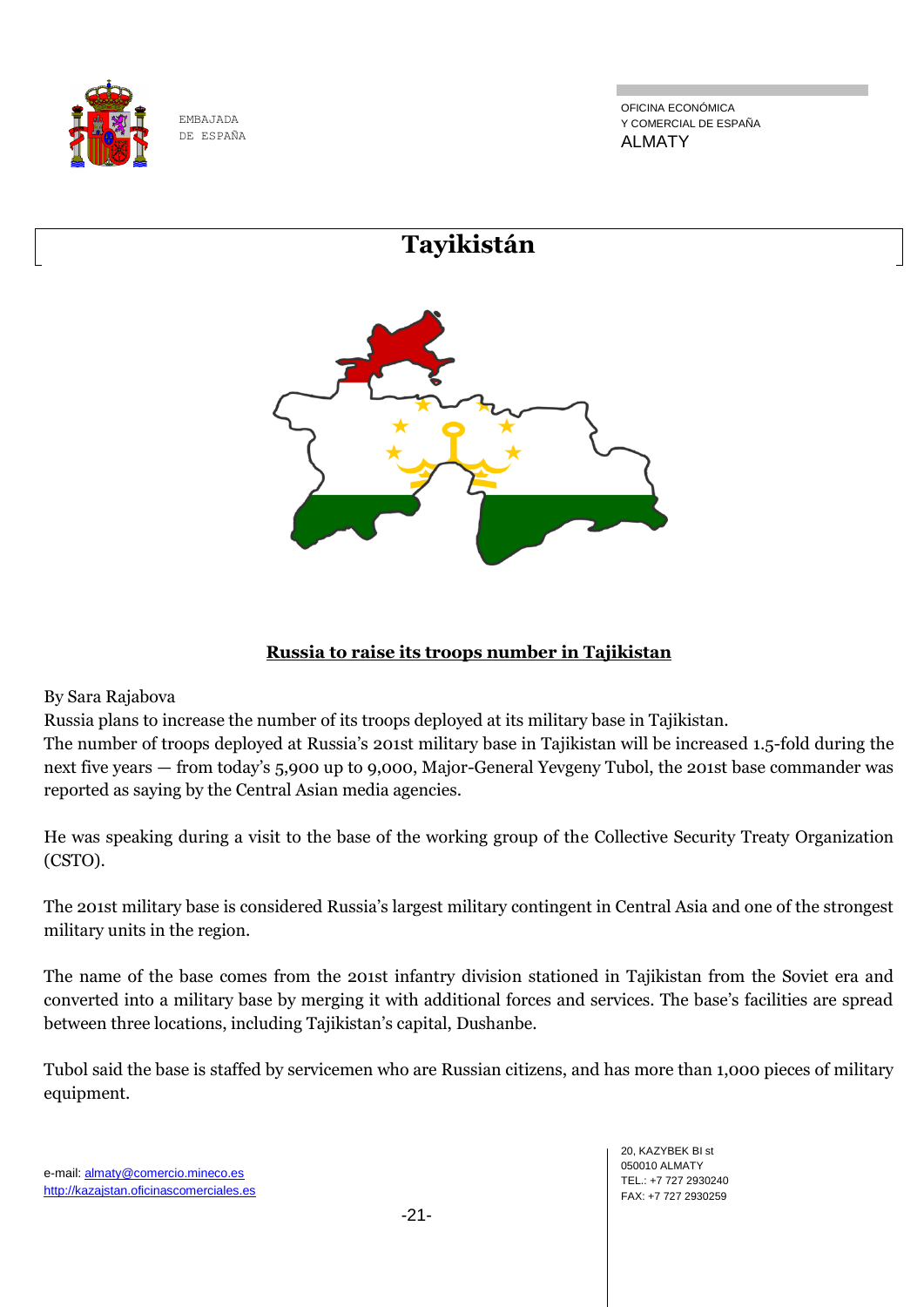# Tayikistán

## Russia to raise its troops number in Tajikistan

By Sara Rajabova

Russia plans to increase the number of its troops deployed at its military base in Tajikistan.

The number of troops deployed at Russia's 201st military base in Tajikistan will be increased 1.5-fold during the next five years — from today's 5,900 up to 9,000, Major-General Yevgeny Tubol, the 201st base commander was reported as saying by the Central Asian media agencies.

He was speaking during a visit to the base of the working group of the Collective Security Treaty Organization (CSTO).

The 201st military base is considered Russia's largest military contingent in Central Asia and one of the strongest military units in the region.

The name of the base comes from the 201st infantry division stationed in Tajikistan from the Soviet era and converted into a military base by merging it with additional forces and services. The base's facilities are spread between three locations, including Tajikistan's capital, Dushanbe.

Tubol said the base is staffed by servicemen who are Russian citizens, and has more than 1,000 pieces of military equipment.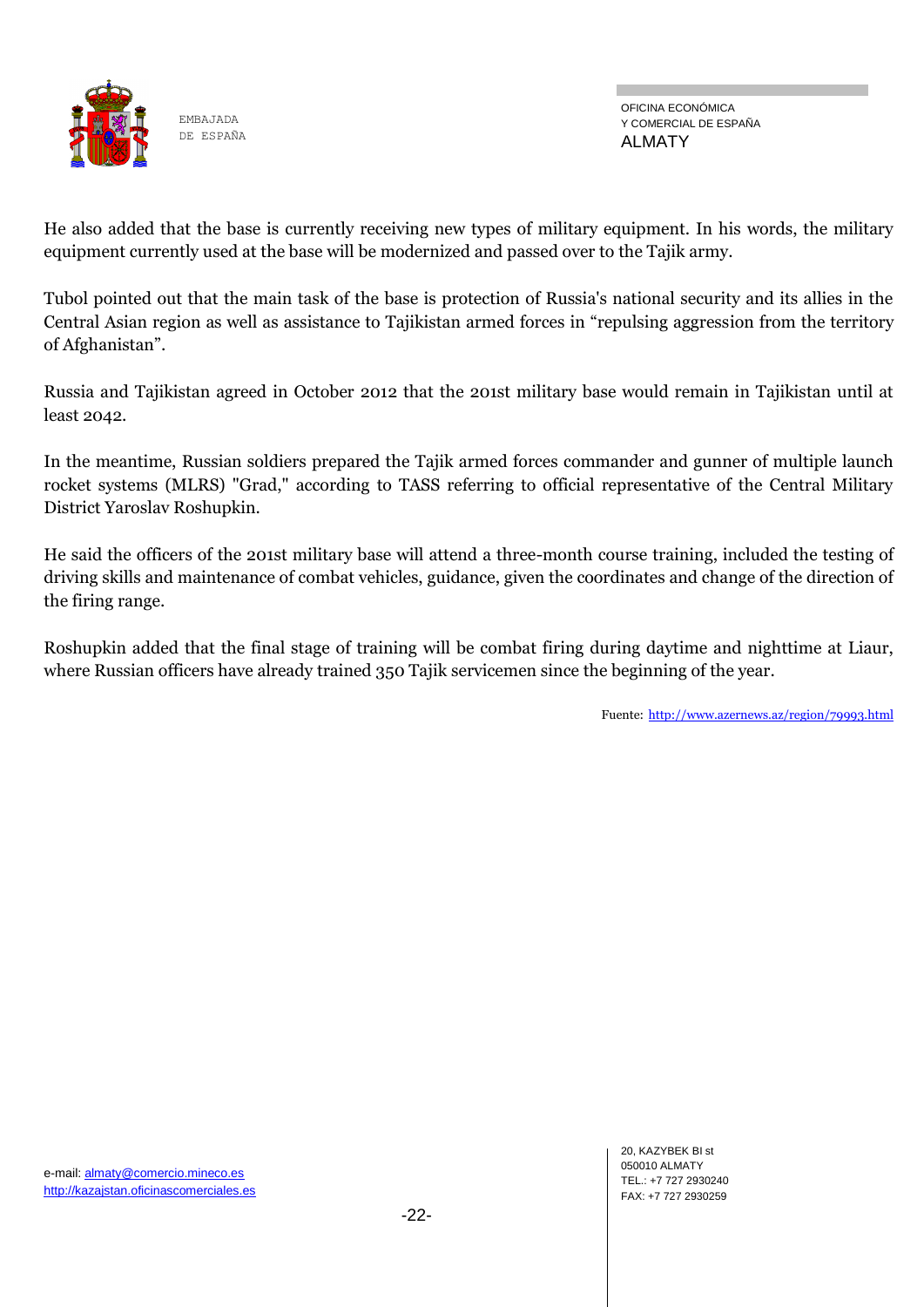He also added that the base is currently receiving new types of military equipment. In his words, the military equipment currently used at the base will be modernized and passed over to the Tajik army.

Tubol pointed out that the main task of the base is protection of Russia's national security and its allies in the Central Asian region as well as assistance to Tajikistan armed forces in "repulsing aggression from the territory of Afghanistan".

Russia and Tajikistan agreed in October 2012 that the 201st military base would remain in Tajikistan until at least 2042.

In the meantime, Russian soldiers prepared the Tajik armed forces commander and gunner of multiple launch rocket systems (MLRS) "Grad," according to TASS referring to official representative of the Central Military District Yaroslav Roshupkin.

He said the officers of the 201st military base will attend a three-month course training, included the testing of driving skills and maintenance of combat vehicles, guidance, given the coordinates and change of the direction of the firing range.

Roshupkin added that the final stage of training will be combat firing during daytime and nighttime at Liaur, where Russian officers have already trained 350 Tajik servicemen since the beginning of the year.

Fuente: http://www.azernews.az/region/79993.html